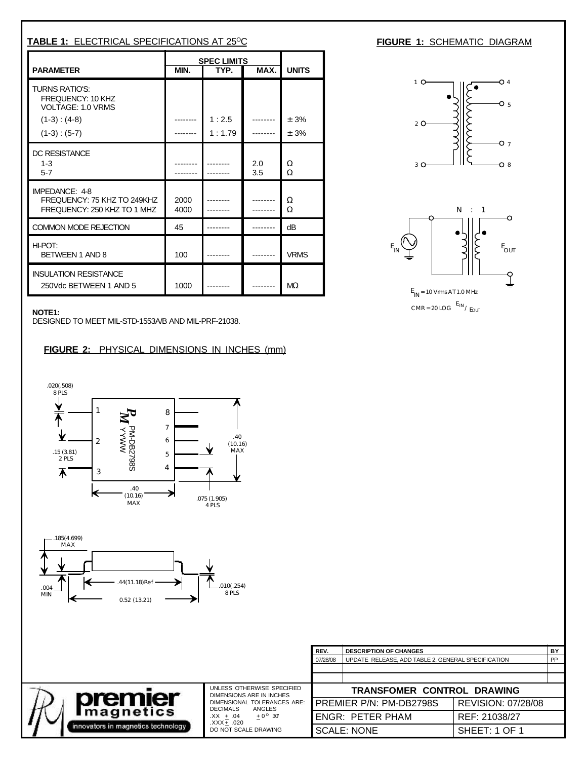**TABLE 1:** ELECTRICAL SPECIFICATIONS AT 25°C

| PARAMETER | SPEC LIMITS MIN. | TYP. | MAX. | UNITS |
|---|---|---|---|---|
| TURNS RATIO'S: FREQUENCY: 10 KHZ VOLTAGE: 1.0 VRMS | | | | |
| (1-3) : (4-8) | -------- | 1 : 2.5 | -------- | ± 3% |
| (1-3) : (5-7) | -------- | 1 : 1.79 | -------- | ± 3% |
| DC RESISTANCE | | | | |
| 1-3 | -------- | -------- | 2.0 | Ω |
| 5-7 | -------- | -------- | 3.5 | Ω |
| IMPEDANCE: 4-8 | | | | |
| FREQUENCY: 75 KHZ TO 249KHZ | 2000 | -------- | -------- | Ω |
| FREQUENCY: 250 KHZ TO 1 MHZ | 4000 | -------- | -------- | Ω |
| COMMON MODE REJECTION | 45 | -------- | -------- | dB |
| HI-POT: BETWEEN 1 AND 8 | 100 | -------- | -------- | VRMS |
| INSULATION RESISTANCE 250Vdc BETWEEN 1 AND 5 | 1000 | -------- | -------- | MΩ |

**NOTE1:**
DESIGNED TO MEET MIL-STD-1553A/B AND MIL-PRF-21038.

**FIGURE 1:** SCHEMATIC DIAGRAM

N : 1

$E_{IN}$ = 10 Vrms AT 1.0 MHz

CMR = 20 LOG $E_{IN}$ / $E_{OUT}$

**FIGURE 2:** PHYSICAL DIMENSIONS IN INCHES (mm)

PM-DB2798S YYWW

.020(.508) 8 PLS

.15 (3.81) 2 PLS

.40 (10.16) MAX

.075 (1.905) 4 PLS

.185(4.699) MAX

.004 MIN

.44(11.18)Ref

0.52 (13.21)

.010(.254) 8 PLS

| REV. | DESCRIPTION OF CHANGES | BY |
|---|---|---|
| 07/28/08 | UPDATE RELEASE, ADD TABLE 2, GENERAL SPECIFICATION | PP |

premier magnetics — innovators in magnetics technology

UNLESS OTHERWISE SPECIFIED DIMENSIONS ARE IN INCHES
DIMENSIONAL TOLERANCES ARE:
DECIMALS .XX ± .04 .XXX ± .020 ANGLES ± 0° 30'
DO NOT SCALE DRAWING

| TRANSFOMER CONTROL DRAWING | |
|---|---|
| PREMIER P/N: PM-DB2798S | REVISION: 07/28/08 |
| ENGR: PETER PHAM | REF: 21038/27 |
| SCALE: NONE | SHEET: 1 OF 1 |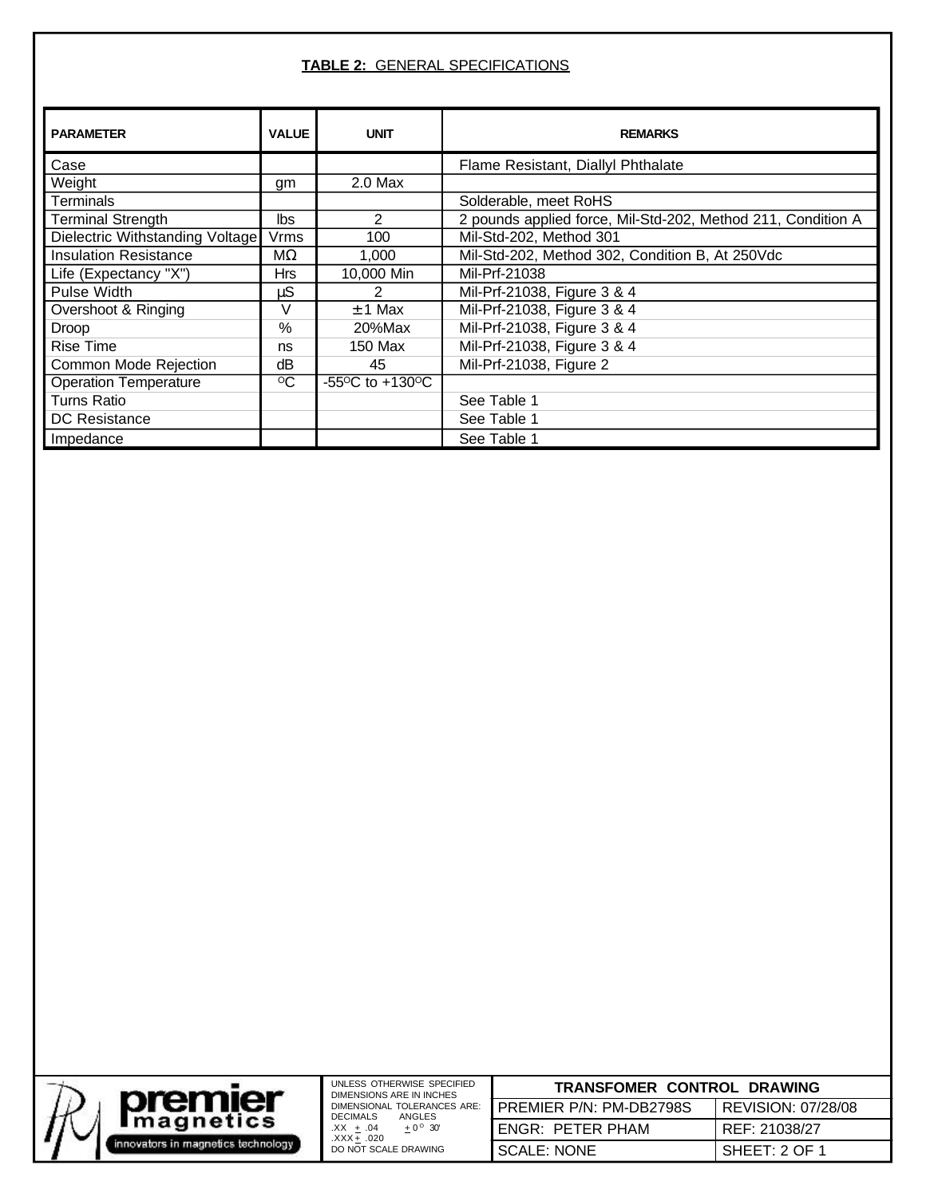**TABLE 2:** GENERAL SPECIFICATIONS

| PARAMETER | VALUE | UNIT | REMARKS |
|---|---|---|---|
| Case | | | Flame Resistant, Diallyl Phthalate |
| Weight | gm | 2.0 Max | |
| Terminals | | | Solderable, meet RoHS |
| Terminal Strength | lbs | 2 | 2 pounds applied force, Mil-Std-202, Method 211, Condition A |
| Dielectric Withstanding Voltage | Vrms | 100 | Mil-Std-202, Method 301 |
| Insulation Resistance | MΩ | 1,000 | Mil-Std-202, Method 302, Condition B, At 250Vdc |
| Life (Expectancy "X") | Hrs | 10,000 Min | Mil-Prf-21038 |
| Pulse Width | µS | 2 | Mil-Prf-21038, Figure 3 & 4 |
| Overshoot & Ringing | V | ± 1 Max | Mil-Prf-21038, Figure 3 & 4 |
| Droop | % | 20%Max | Mil-Prf-21038, Figure 3 & 4 |
| Rise Time | ns | 150 Max | Mil-Prf-21038, Figure 3 & 4 |
| Common Mode Rejection | dB | 45 | Mil-Prf-21038, Figure 2 |
| Operation Temperature | °C | -55°C to +130°C | |
| Turns Ratio | | | See Table 1 |
| DC Resistance | | | See Table 1 |
| Impedance | | | See Table 1 |

premier magnetics
innovators in magnetics technology

UNLESS OTHERWISE SPECIFIED
DIMENSIONS ARE IN INCHES
DIMENSIONAL TOLERANCES ARE:
DECIMALS ANGLES
.XX ± .04 ± 0° 30'
.XXX ± .020
DO NOT SCALE DRAWING

| TRANSFOMER CONTROL DRAWING | |
|---|---|
| PREMIER P/N: PM-DB2798S | REVISION: 07/28/08 |
| ENGR: PETER PHAM | REF: 21038/27 |
| SCALE: NONE | SHEET: 2 OF 1 |